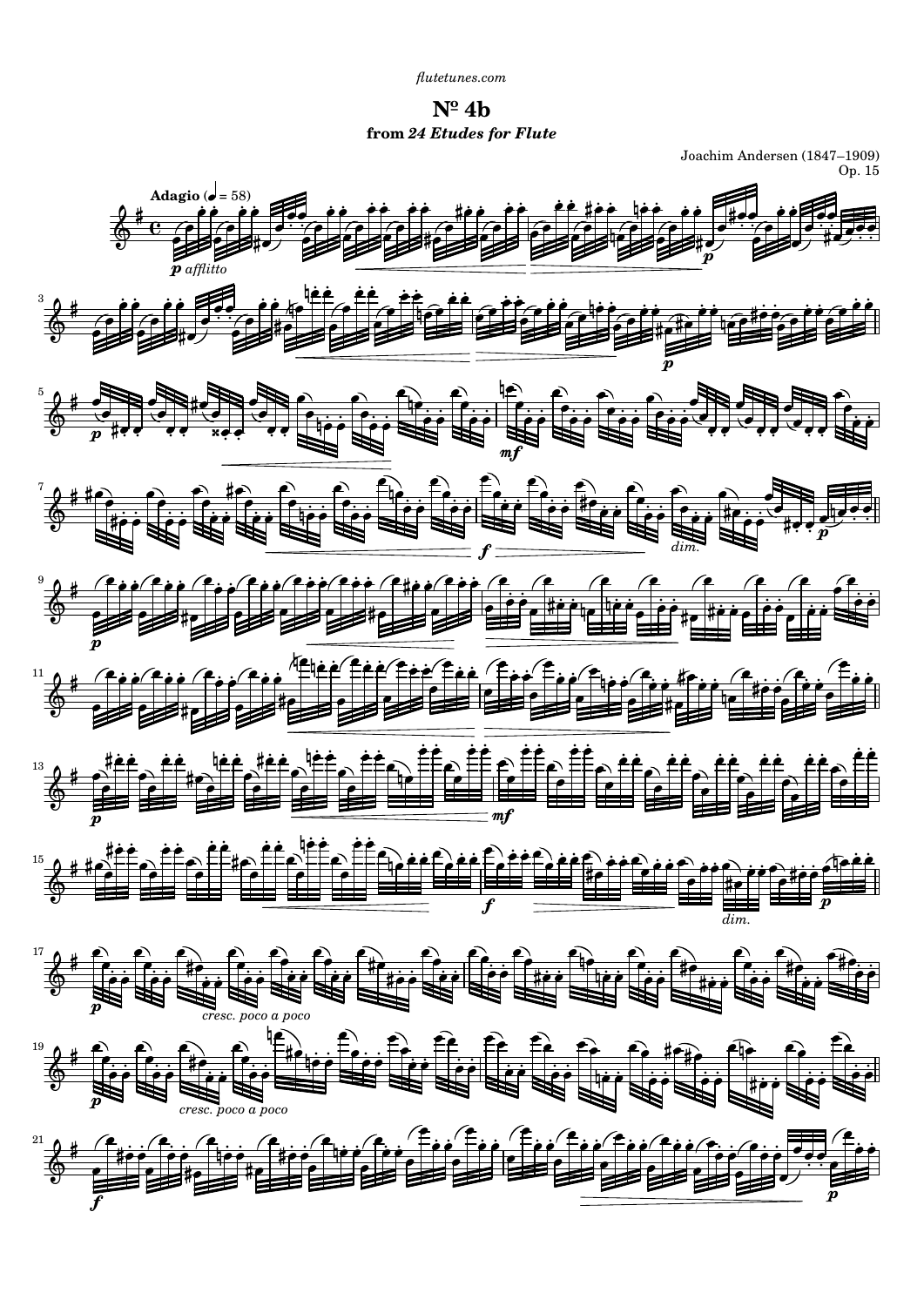flutetunes.com

# Nº 4b

**from *24 Etudes for Flute***

Joachim Andersen (1847–1909)
Op. 15

**Adagio** (♩ = 58)

*p afflitto*

*p*

*mf*

*f*

*dim.*

*cresc. poco a poco*